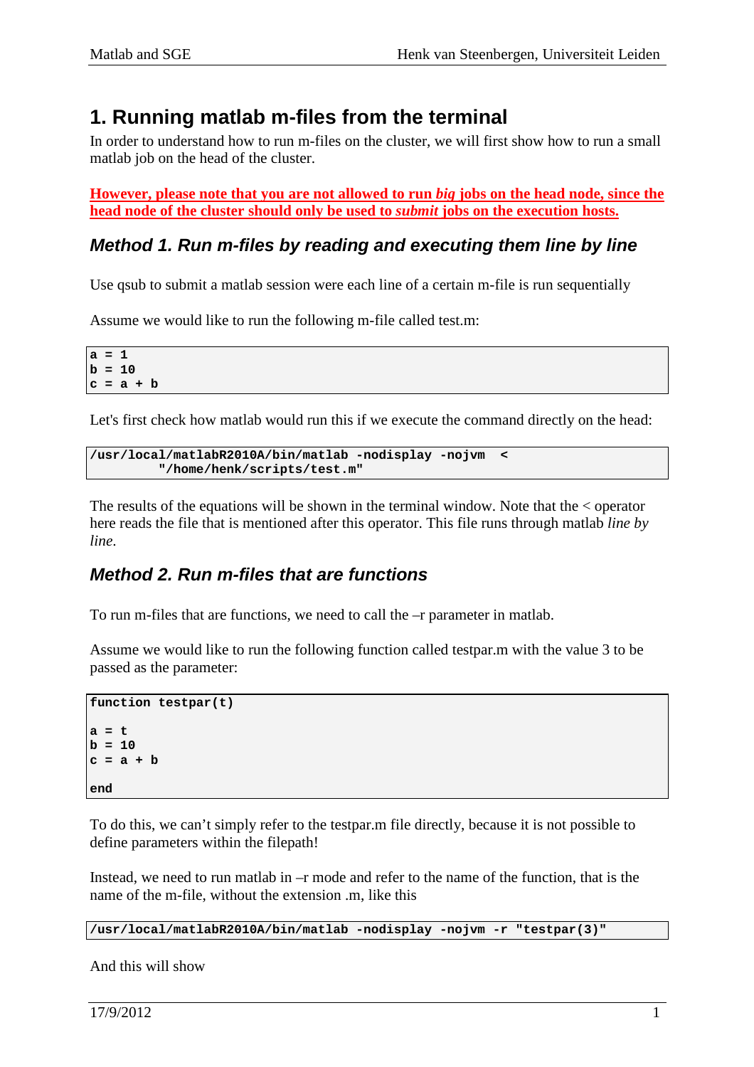# 1. Running matlab m-files from the terminal

In order to understand how to run m-files on the cluster, we will first show how to run a small matlab job on the head of the cluster.

**However, please note that you are not allowed to run *big* jobs on the head node, since the head node of the cluster should only be used to *submit* jobs on the execution hosts.**

## Method 1. Run m-files by reading and executing them line by line

Use qsub to submit a matlab session were each line of a certain m-file is run sequentially

Assume we would like to run the following m-file called test.m:

```
a = 1
b = 10
c = a + b
```

Let's first check how matlab would run this if we execute the command directly on the head:

```
/usr/local/matlabR2010A/bin/matlab -nodisplay -nojvm  <
         "/home/henk/scripts/test.m"
```

The results of the equations will be shown in the terminal window. Note that the < operator here reads the file that is mentioned after this operator. This file runs through matlab *line by line*.

## Method 2. Run m-files that are functions

To run m-files that are functions, we need to call the –r parameter in matlab.

Assume we would like to run the following function called testpar.m with the value 3 to be passed as the parameter:

```
function testpar(t)

a = t
b = 10
c = a + b

end
```

To do this, we can't simply refer to the testpar.m file directly, because it is not possible to define parameters within the filepath!

Instead, we need to run matlab in –r mode and refer to the name of the function, that is the name of the m-file, without the extension .m, like this

```
/usr/local/matlabR2010A/bin/matlab -nodisplay -nojvm -r "testpar(3)"
```

And this will show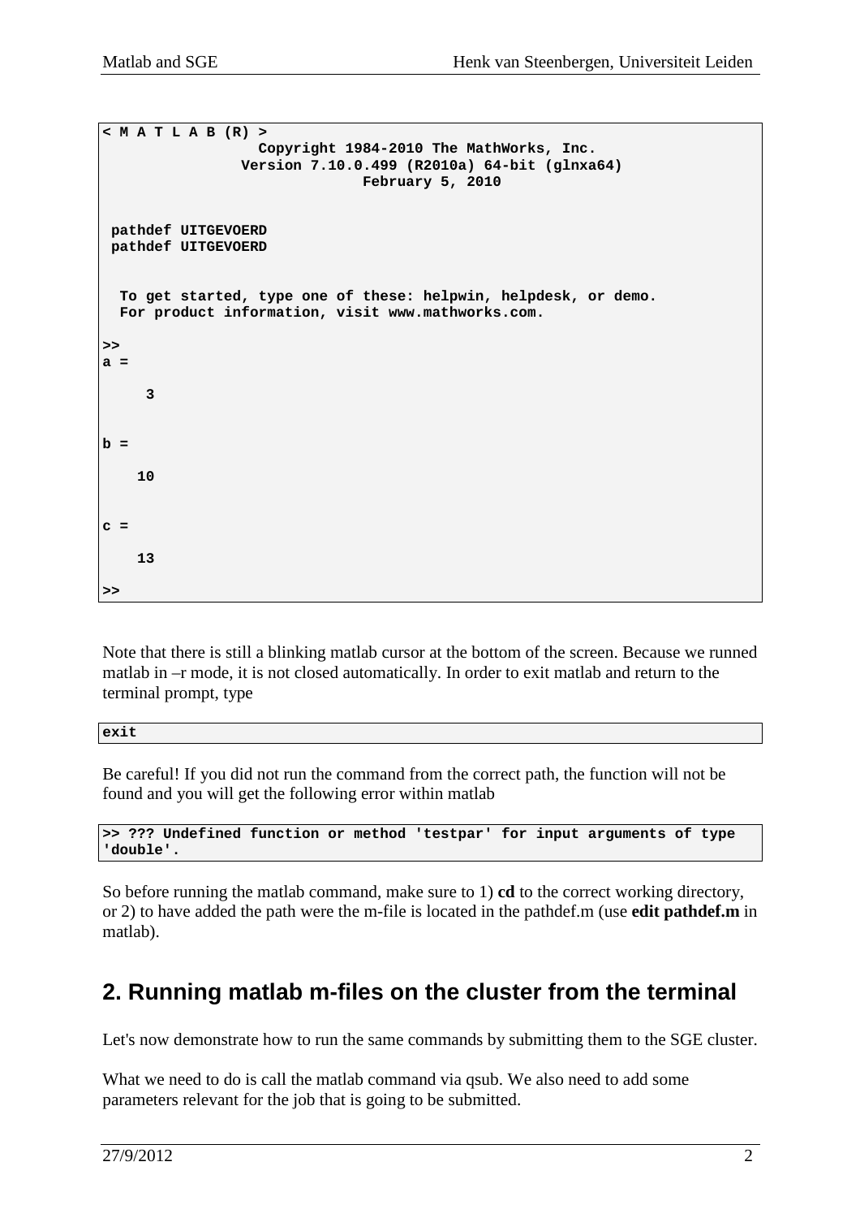```
< M A T L A B (R) >
                  Copyright 1984-2010 The MathWorks, Inc.
                Version 7.10.0.499 (R2010a) 64-bit (glnxa64)
                              February 5, 2010


 pathdef UITGEVOERD
 pathdef UITGEVOERD


  To get started, type one of these: helpwin, helpdesk, or demo.
  For product information, visit www.mathworks.com.

>>
a =

     3


b =

    10


c =

    13

>>
```

Note that there is still a blinking matlab cursor at the bottom of the screen. Because we runned matlab in –r mode, it is not closed automatically. In order to exit matlab and return to the terminal prompt, type

```
exit
```

Be careful! If you did not run the command from the correct path, the function will not be found and you will get the following error within matlab

```
>> ??? Undefined function or method 'testpar' for input arguments of type
'double'.
```

So before running the matlab command, make sure to 1) **cd** to the correct working directory, or 2) to have added the path were the m-file is located in the pathdef.m (use **edit pathdef.m** in matlab).

## 2. Running matlab m-files on the cluster from the terminal

Let's now demonstrate how to run the same commands by submitting them to the SGE cluster.

What we need to do is call the matlab command via qsub. We also need to add some parameters relevant for the job that is going to be submitted.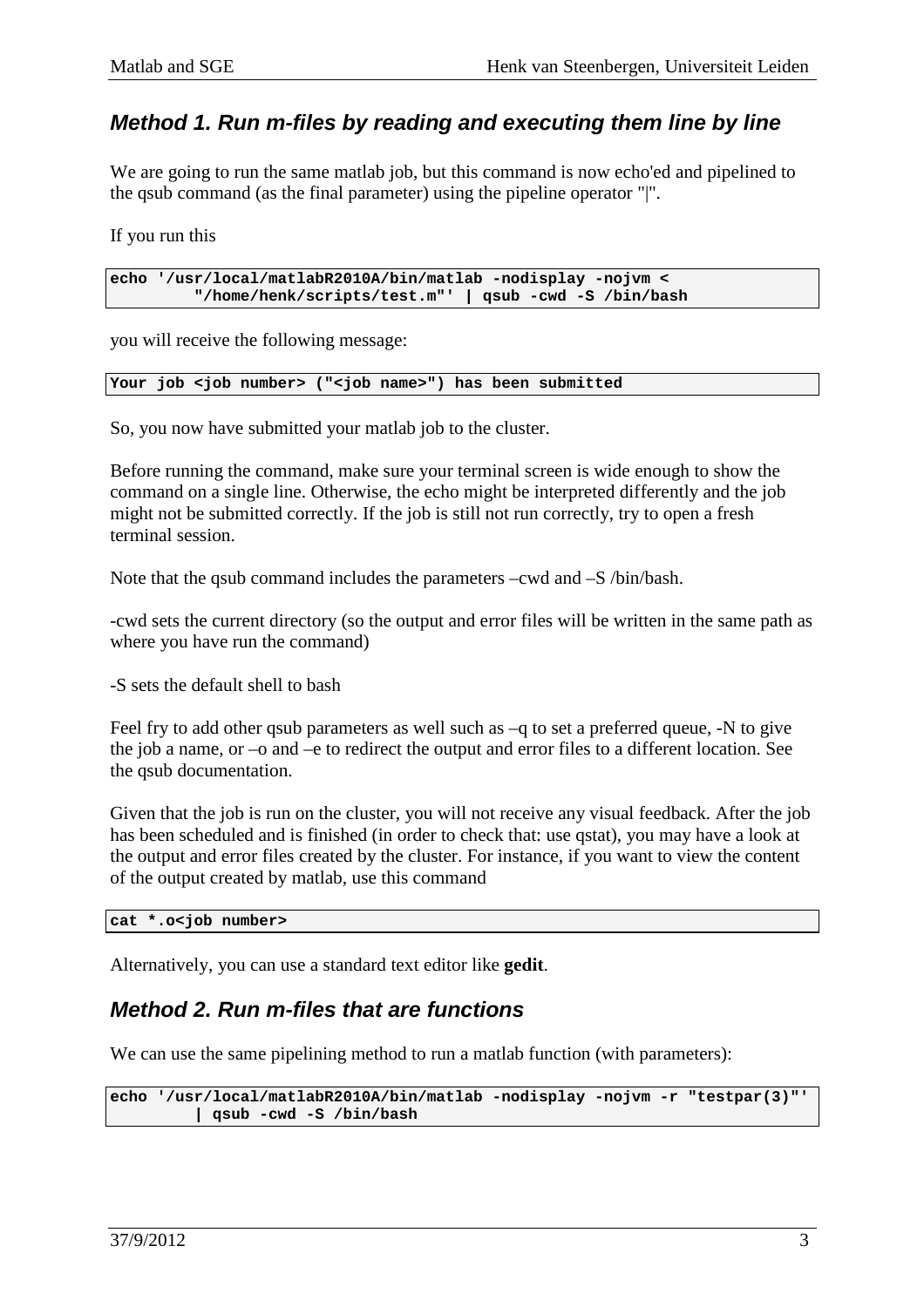## *Method 1. Run m-files by reading and executing them line by line*

We are going to run the same matlab job, but this command is now echo'ed and pipelined to the qsub command (as the final parameter) using the pipeline operator "|".

If you run this

```
echo '/usr/local/matlabR2010A/bin/matlab -nodisplay -nojvm <
        "/home/henk/scripts/test.m"' | qsub -cwd -S /bin/bash
```

you will receive the following message:

```
Your job <job number> ("<job name>") has been submitted
```

So, you now have submitted your matlab job to the cluster.

Before running the command, make sure your terminal screen is wide enough to show the command on a single line. Otherwise, the echo might be interpreted differently and the job might not be submitted correctly. If the job is still not run correctly, try to open a fresh terminal session.

Note that the qsub command includes the parameters –cwd and –S /bin/bash.

-cwd sets the current directory (so the output and error files will be written in the same path as where you have run the command)

-S sets the default shell to bash

Feel fry to add other qsub parameters as well such as –q to set a preferred queue, -N to give the job a name, or –o and –e to redirect the output and error files to a different location. See the qsub documentation.

Given that the job is run on the cluster, you will not receive any visual feedback. After the job has been scheduled and is finished (in order to check that: use qstat), you may have a look at the output and error files created by the cluster. For instance, if you want to view the content of the output created by matlab, use this command

```
cat *.o<job number>
```

Alternatively, you can use a standard text editor like **gedit**.

## *Method 2. Run m-files that are functions*

We can use the same pipelining method to run a matlab function (with parameters):

```
echo '/usr/local/matlabR2010A/bin/matlab -nodisplay -nojvm -r "testpar(3)"'
        | qsub -cwd -S /bin/bash
```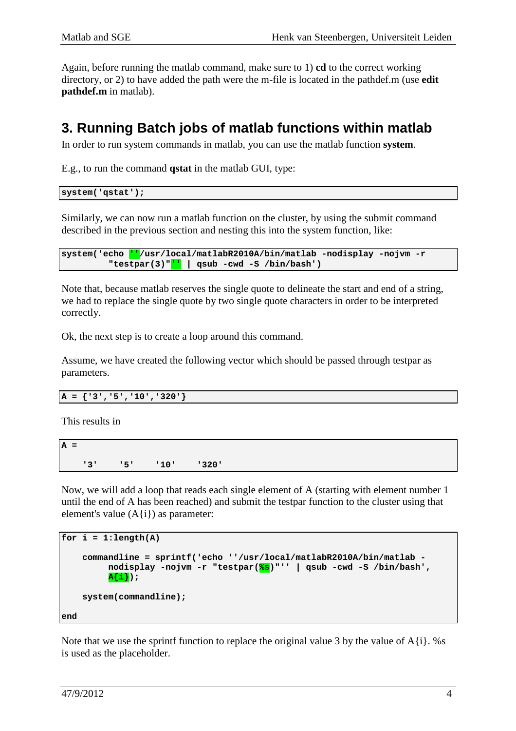Again, before running the matlab command, make sure to 1) **cd** to the correct working directory, or 2) to have added the path were the m-file is located in the pathdef.m (use **edit pathdef.m** in matlab).

## 3. Running Batch jobs of matlab functions within matlab

In order to run system commands in matlab, you can use the matlab function **system**.

E.g., to run the command **qstat** in the matlab GUI, type:

```
system('qstat');
```

Similarly, we can now run a matlab function on the cluster, by using the submit command described in the previous section and nesting this into the system function, like:

```
system('echo ''/usr/local/matlabR2010A/bin/matlab -nodisplay -nojvm -r
         "testpar(3)"'' | qsub -cwd -S /bin/bash')
```

Note that, because matlab reserves the single quote to delineate the start and end of a string, we had to replace the single quote by two single quote characters in order to be interpreted correctly.

Ok, the next step is to create a loop around this command.

Assume, we have created the following vector which should be passed through testpar as parameters.

```
A = {'3','5','10','320'}
```

This results in

```
A =

    '3'    '5'    '10'    '320'
```

Now, we will add a loop that reads each single element of A (starting with element number 1 until the end of A has been reached) and submit the testpar function to the cluster using that element's value (A{i}) as parameter:

```
for i = 1:length(A)

    commandline = sprintf('echo ''/usr/local/matlabR2010A/bin/matlab -
         nodisplay -nojvm -r "testpar(%s)"'' | qsub -cwd -S /bin/bash',
         A{i});

    system(commandline);

end
```

Note that we use the sprintf function to replace the original value 3 by the value of A{i}. %s is used as the placeholder.